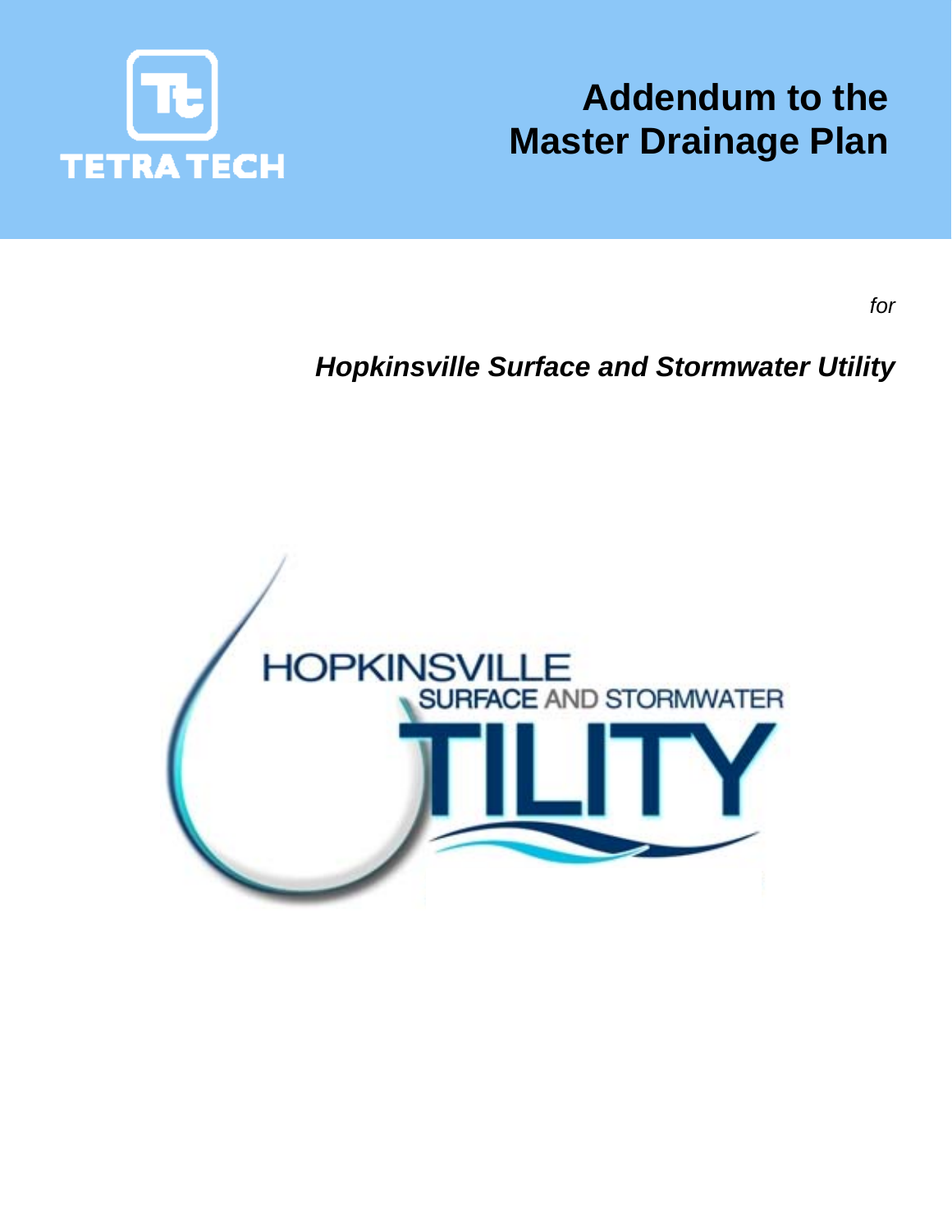TETRA TECH

# Addendum to the Master Drainage Plan

*for*

## *Hopkinsville Surface and Stormwater Utility*

HOPKINSVILLE SURFACE AND STORMWATER UTILITY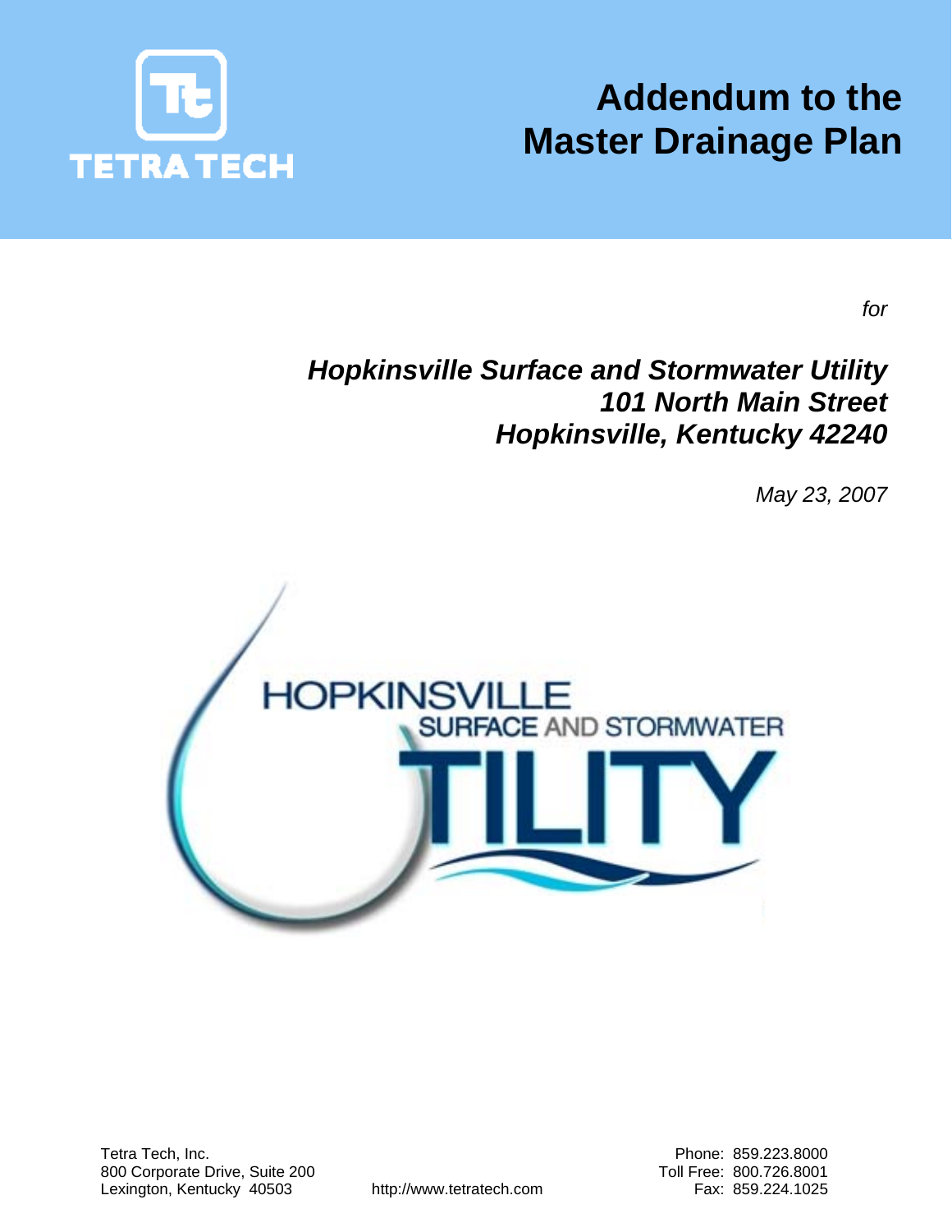TETRA TECH

# Addendum to the Master Drainage Plan

*for*

***Hopkinsville Surface and Stormwater Utility***
***101 North Main Street***
***Hopkinsville, Kentucky 42240***

*May 23, 2007*

HOPKINSVILLE SURFACE AND STORMWATER UTILITY

Tetra Tech, Inc.
800 Corporate Drive, Suite 200
Lexington, Kentucky 40503

http://www.tetratech.com

Phone: 859.223.8000
Toll Free: 800.726.8001
Fax: 859.224.1025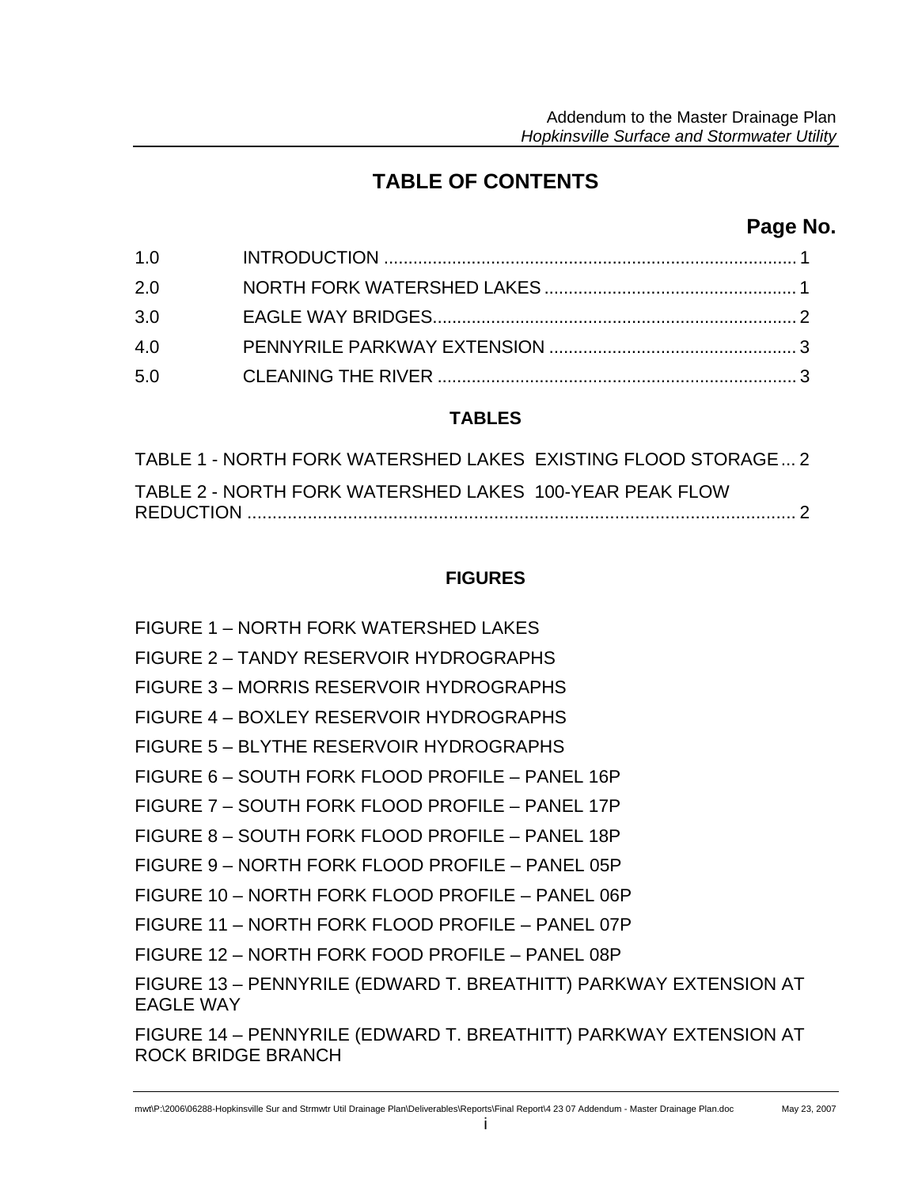# TABLE OF CONTENTS

**Page No.**

| | | |
|---|---|---|
| 1.0 | INTRODUCTION | 1 |
| 2.0 | NORTH FORK WATERSHED LAKES | 1 |
| 3.0 | EAGLE WAY BRIDGES | 2 |
| 4.0 | PENNYRILE PARKWAY EXTENSION | 3 |
| 5.0 | CLEANING THE RIVER | 3 |

## TABLES

TABLE 1 - NORTH FORK WATERSHED LAKES EXISTING FLOOD STORAGE ... 2

TABLE 2 - NORTH FORK WATERSHED LAKES 100-YEAR PEAK FLOW REDUCTION ... 2

## FIGURES

FIGURE 1 – NORTH FORK WATERSHED LAKES

FIGURE 2 – TANDY RESERVOIR HYDROGRAPHS

FIGURE 3 – MORRIS RESERVOIR HYDROGRAPHS

FIGURE 4 – BOXLEY RESERVOIR HYDROGRAPHS

FIGURE 5 – BLYTHE RESERVOIR HYDROGRAPHS

FIGURE 6 – SOUTH FORK FLOOD PROFILE – PANEL 16P

FIGURE 7 – SOUTH FORK FLOOD PROFILE – PANEL 17P

FIGURE 8 – SOUTH FORK FLOOD PROFILE – PANEL 18P

FIGURE 9 – NORTH FORK FLOOD PROFILE – PANEL 05P

FIGURE 10 – NORTH FORK FLOOD PROFILE – PANEL 06P

FIGURE 11 – NORTH FORK FLOOD PROFILE – PANEL 07P

FIGURE 12 – NORTH FORK FOOD PROFILE – PANEL 08P

FIGURE 13 – PENNYRILE (EDWARD T. BREATHITT) PARKWAY EXTENSION AT EAGLE WAY

FIGURE 14 – PENNYRILE (EDWARD T. BREATHITT) PARKWAY EXTENSION AT ROCK BRIDGE BRANCH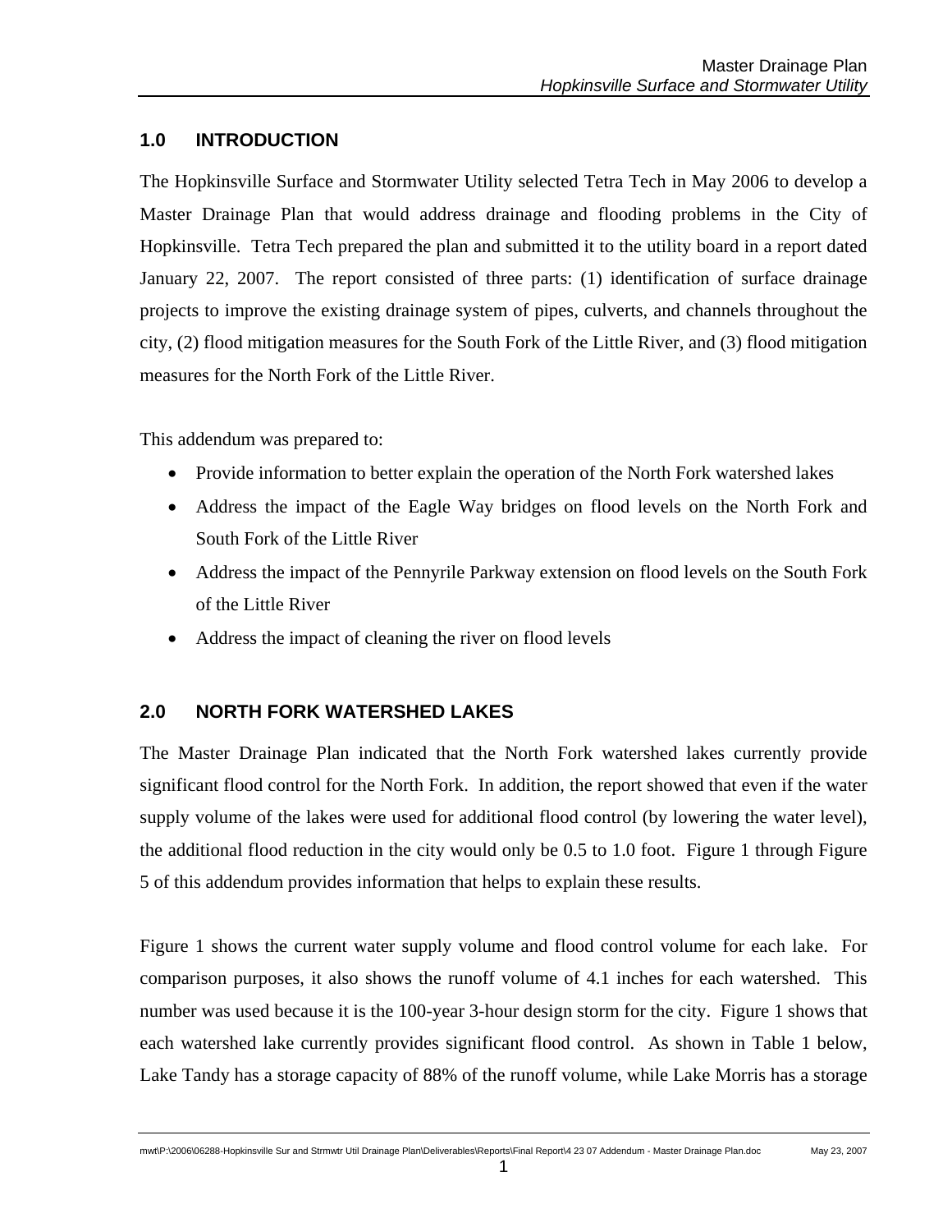## 1.0 INTRODUCTION

The Hopkinsville Surface and Stormwater Utility selected Tetra Tech in May 2006 to develop a Master Drainage Plan that would address drainage and flooding problems in the City of Hopkinsville. Tetra Tech prepared the plan and submitted it to the utility board in a report dated January 22, 2007. The report consisted of three parts: (1) identification of surface drainage projects to improve the existing drainage system of pipes, culverts, and channels throughout the city, (2) flood mitigation measures for the South Fork of the Little River, and (3) flood mitigation measures for the North Fork of the Little River.

This addendum was prepared to:

- Provide information to better explain the operation of the North Fork watershed lakes
- Address the impact of the Eagle Way bridges on flood levels on the North Fork and South Fork of the Little River
- Address the impact of the Pennyrile Parkway extension on flood levels on the South Fork of the Little River
- Address the impact of cleaning the river on flood levels

## 2.0 NORTH FORK WATERSHED LAKES

The Master Drainage Plan indicated that the North Fork watershed lakes currently provide significant flood control for the North Fork. In addition, the report showed that even if the water supply volume of the lakes were used for additional flood control (by lowering the water level), the additional flood reduction in the city would only be 0.5 to 1.0 foot. Figure 1 through Figure 5 of this addendum provides information that helps to explain these results.

Figure 1 shows the current water supply volume and flood control volume for each lake. For comparison purposes, it also shows the runoff volume of 4.1 inches for each watershed. This number was used because it is the 100-year 3-hour design storm for the city. Figure 1 shows that each watershed lake currently provides significant flood control. As shown in Table 1 below, Lake Tandy has a storage capacity of 88% of the runoff volume, while Lake Morris has a storage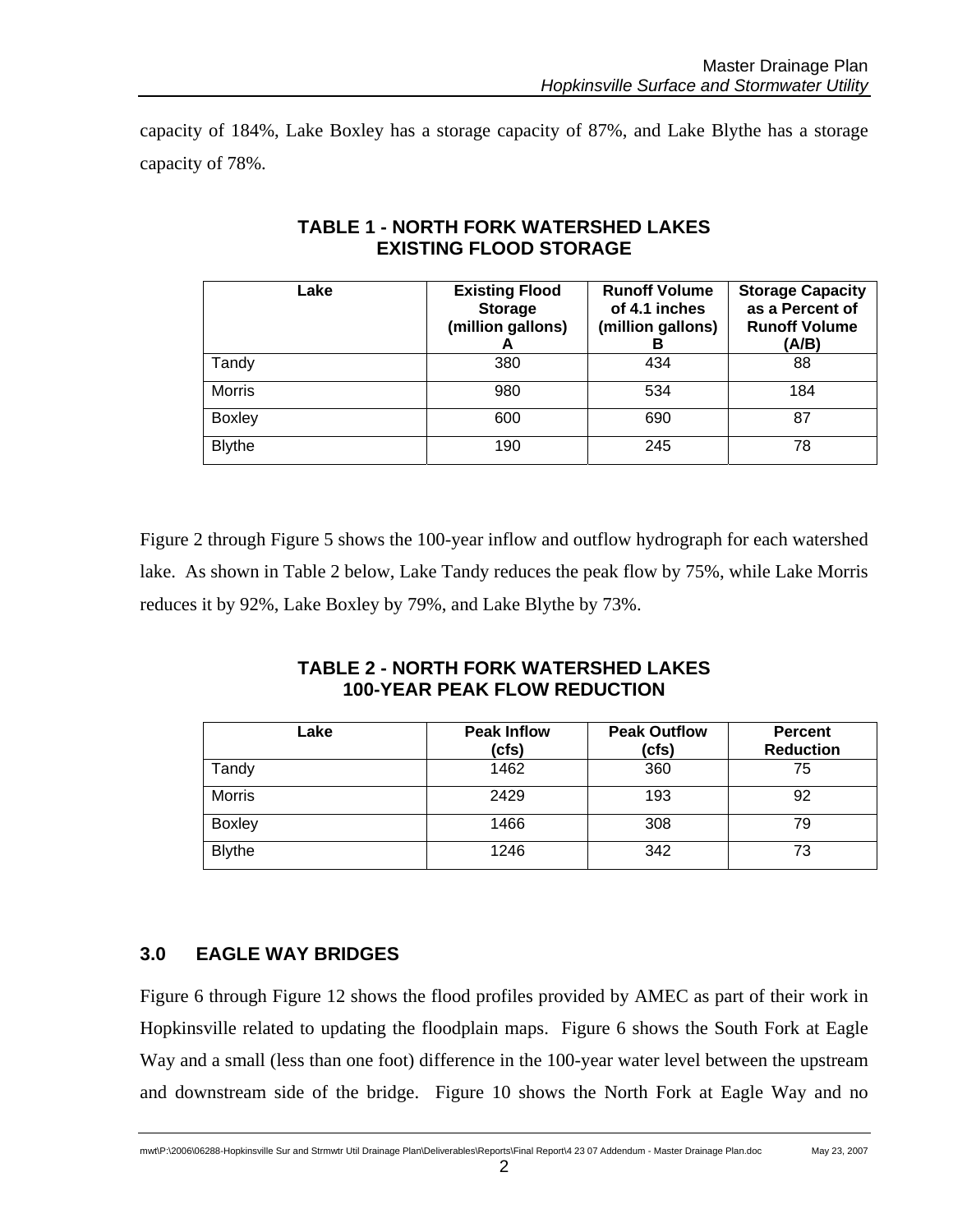capacity of 184%, Lake Boxley has a storage capacity of 87%, and Lake Blythe has a storage capacity of 78%.

**TABLE 1 - NORTH FORK WATERSHED LAKES EXISTING FLOOD STORAGE**

| Lake | Existing Flood Storage (million gallons) A | Runoff Volume of 4.1 inches (million gallons) B | Storage Capacity as a Percent of Runoff Volume (A/B) |
|---|---|---|---|
| Tandy | 380 | 434 | 88 |
| Morris | 980 | 534 | 184 |
| Boxley | 600 | 690 | 87 |
| Blythe | 190 | 245 | 78 |

Figure 2 through Figure 5 shows the 100-year inflow and outflow hydrograph for each watershed lake. As shown in Table 2 below, Lake Tandy reduces the peak flow by 75%, while Lake Morris reduces it by 92%, Lake Boxley by 79%, and Lake Blythe by 73%.

**TABLE 2 - NORTH FORK WATERSHED LAKES 100-YEAR PEAK FLOW REDUCTION**

| Lake | Peak Inflow (cfs) | Peak Outflow (cfs) | Percent Reduction |
|---|---|---|---|
| Tandy | 1462 | 360 | 75 |
| Morris | 2429 | 193 | 92 |
| Boxley | 1466 | 308 | 79 |
| Blythe | 1246 | 342 | 73 |

## 3.0 EAGLE WAY BRIDGES

Figure 6 through Figure 12 shows the flood profiles provided by AMEC as part of their work in Hopkinsville related to updating the floodplain maps. Figure 6 shows the South Fork at Eagle Way and a small (less than one foot) difference in the 100-year water level between the upstream and downstream side of the bridge. Figure 10 shows the North Fork at Eagle Way and no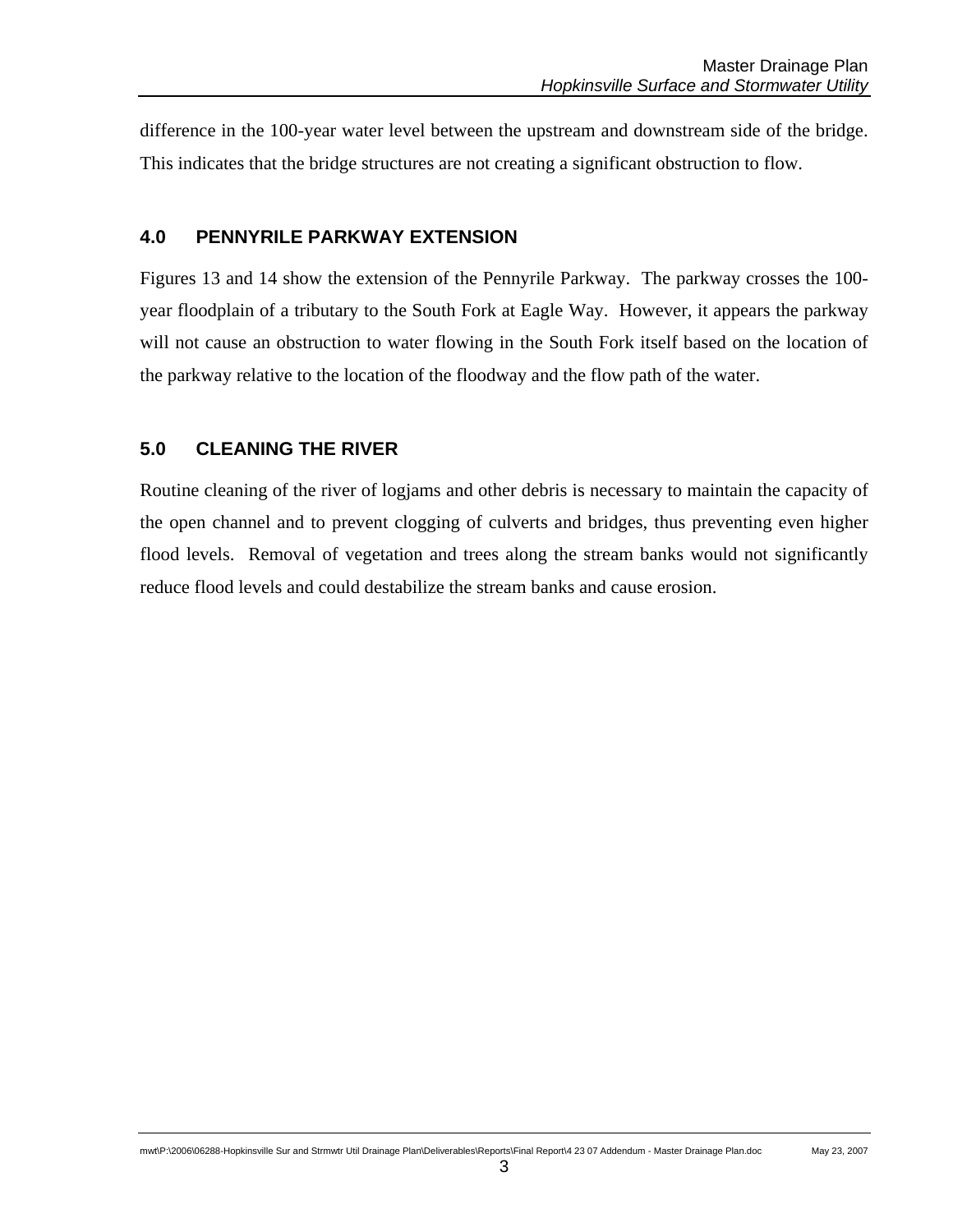difference in the 100-year water level between the upstream and downstream side of the bridge. This indicates that the bridge structures are not creating a significant obstruction to flow.

## 4.0 PENNYRILE PARKWAY EXTENSION

Figures 13 and 14 show the extension of the Pennyrile Parkway. The parkway crosses the 100-year floodplain of a tributary to the South Fork at Eagle Way. However, it appears the parkway will not cause an obstruction to water flowing in the South Fork itself based on the location of the parkway relative to the location of the floodway and the flow path of the water.

## 5.0 CLEANING THE RIVER

Routine cleaning of the river of logjams and other debris is necessary to maintain the capacity of the open channel and to prevent clogging of culverts and bridges, thus preventing even higher flood levels. Removal of vegetation and trees along the stream banks would not significantly reduce flood levels and could destabilize the stream banks and cause erosion.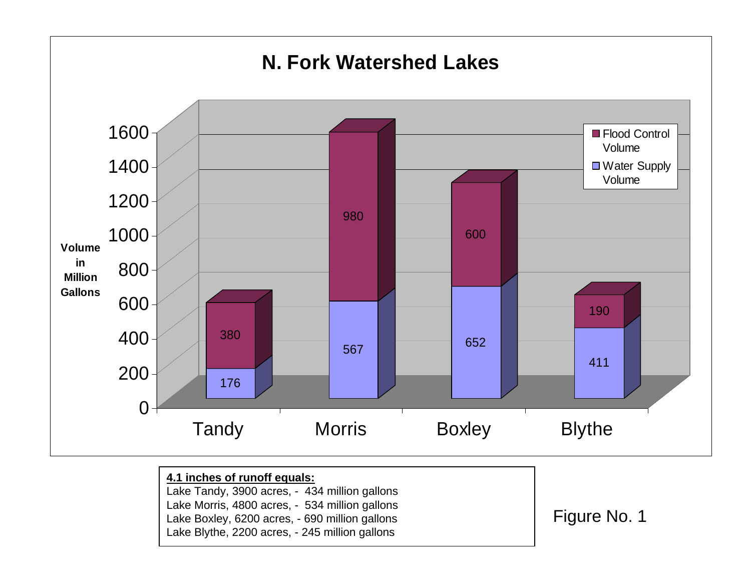## N. Fork Watershed Lakes

| Lake | Water Supply Volume (Million Gallons) | Flood Control Volume (Million Gallons) |
|---|---|---|
| Tandy | 176 | 380 |
| Morris | 567 | 980 |
| Boxley | 652 | 600 |
| Blythe | 411 | 190 |

**4.1 inches of runoff equals:**
Lake Tandy, 3900 acres, - 434 million gallons
Lake Morris, 4800 acres, - 534 million gallons
Lake Boxley, 6200 acres, - 690 million gallons
Lake Blythe, 2200 acres, - 245 million gallons

Figure No. 1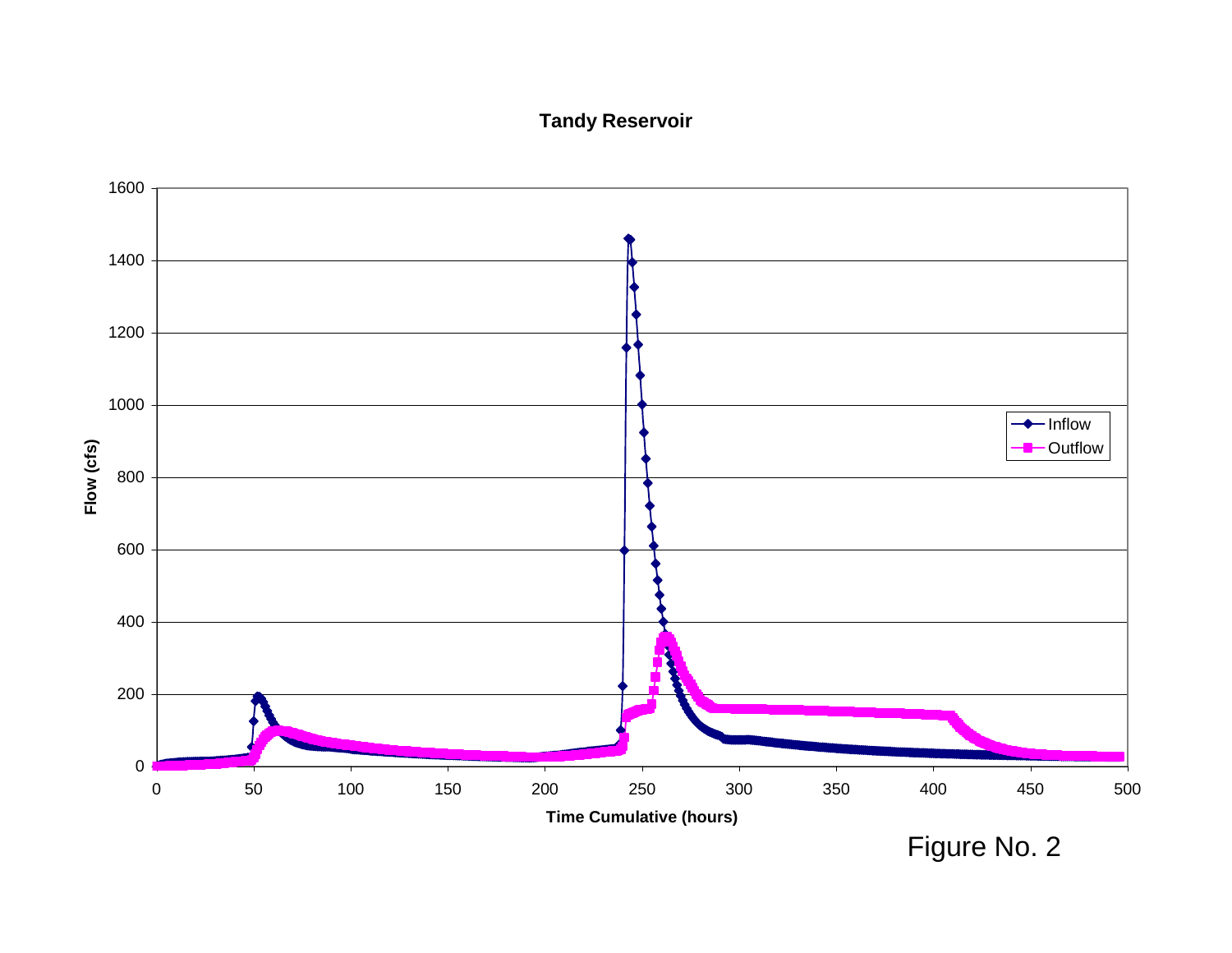**Tandy Reservoir**

Flow (cfs)

Time Cumulative (hours)

Inflow

Outflow

Figure No. 2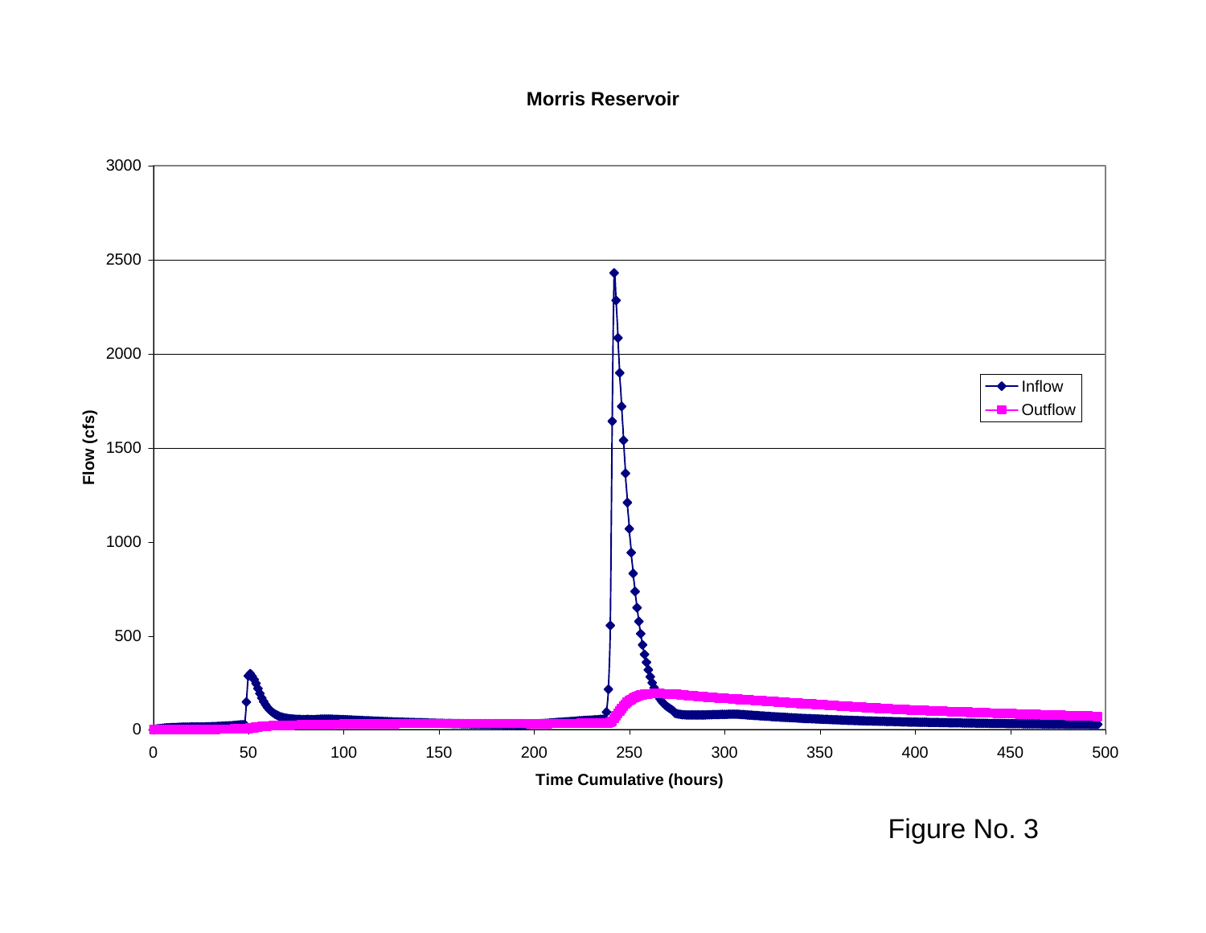**Morris Reservoir**

Figure No. 3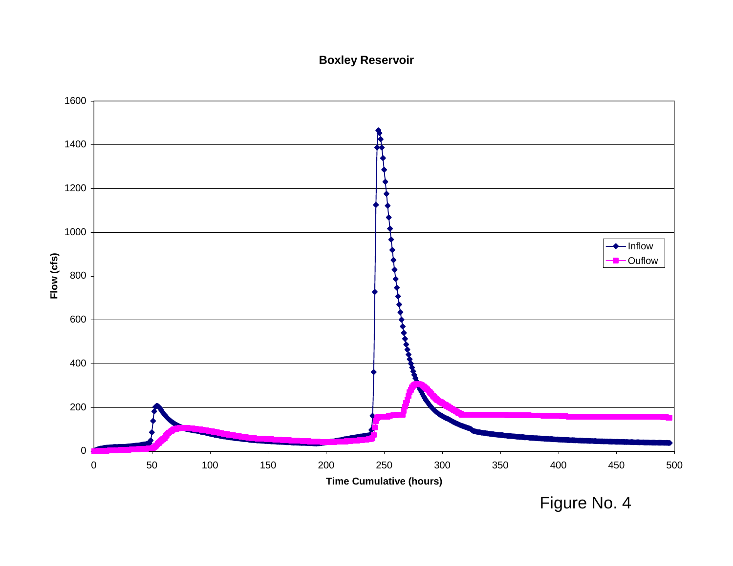**Boxley Reservoir**

Flow (cfs) vs. Time Cumulative (hours)

Legend: Inflow, Ouflow

Figure No. 4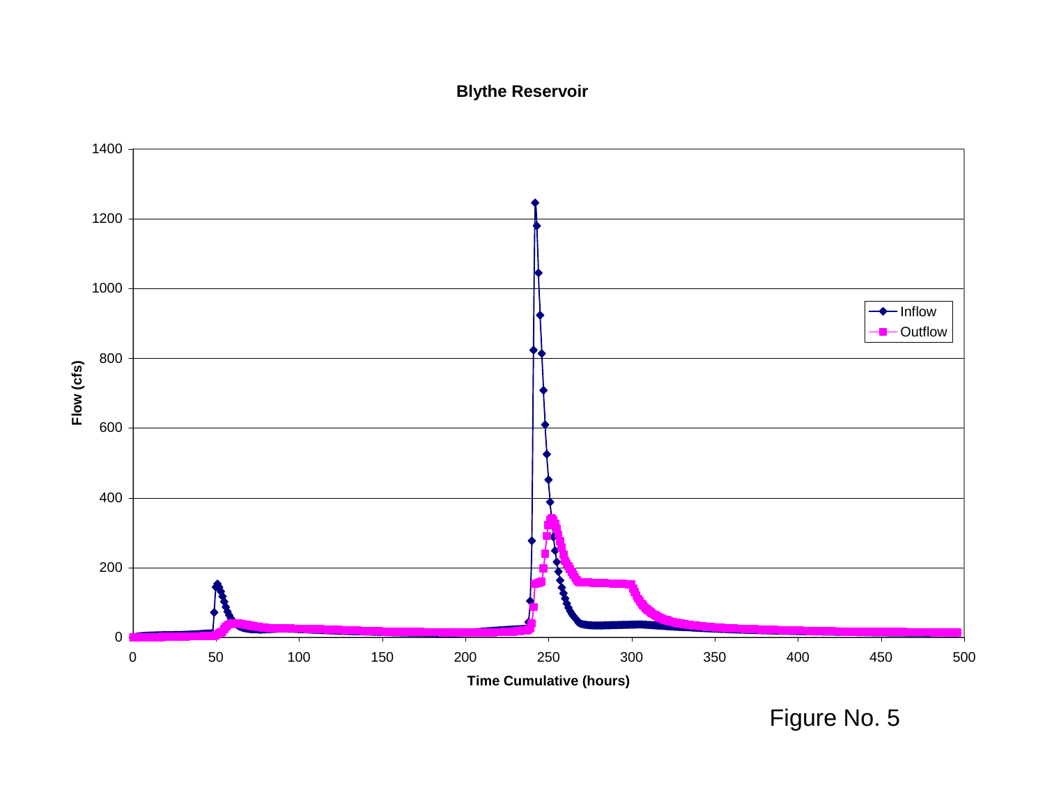**Blythe Reservoir**

Figure No. 5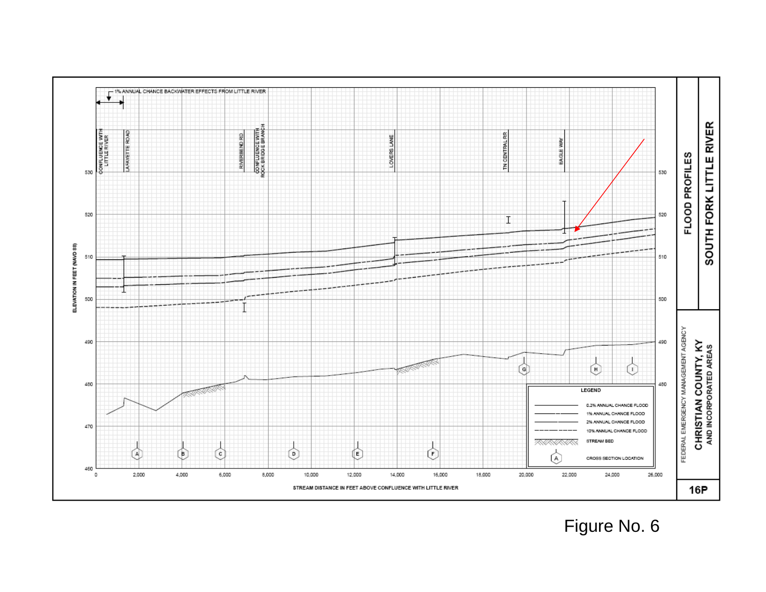1% ANNUAL CHANCE BACKWATER EFFECTS FROM LITTLE RIVER

CONFLUENCE WITH LITTLE RIVER

LAFAYETTE ROAD

RIVERBEND RD

CONFLUENCE WITH ROCK BRIDGE BRANCH

LOVERS LANE

TN CENTRAL RR

EAGLE WAY

ELEVATION IN FEET (NAVD 88)

460, 470, 480, 490, 500, 510, 520, 530

0, 2,000, 4,000, 6,000, 8,000, 10,000, 12,000, 14,000, 16,000, 18,000, 20,000, 22,000, 24,000, 26,000

STREAM DISTANCE IN FEET ABOVE CONFLUENCE WITH LITTLE RIVER

A B C D E F G H I

**LEGEND**

- 0.2% ANNUAL CHANCE FLOOD
- 1% ANNUAL CHANCE FLOOD
- 2% ANNUAL CHANCE FLOOD
- 10% ANNUAL CHANCE FLOOD
- STREAM BED
- CROSS SECTION LOCATION

FEDERAL EMERGENCY MANAGEMENT AGENCY

**CHRISTIAN COUNTY, KY**
**AND INCORPORATED AREAS**

**FLOOD PROFILES**

**SOUTH FORK LITTLE RIVER**

**16P**

Figure No. 6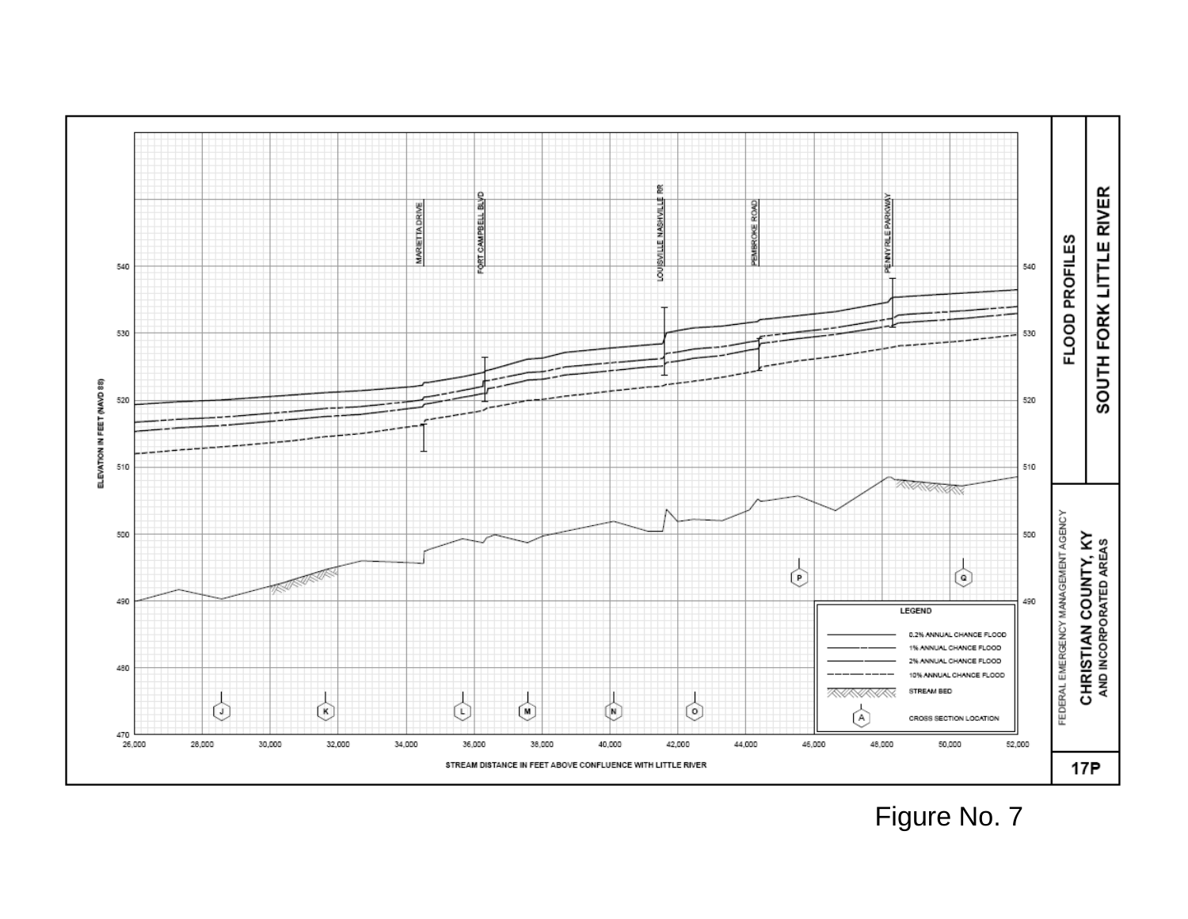# FLOOD PROFILES

## SOUTH FORK LITTLE RIVER

FEDERAL EMERGENCY MANAGEMENT AGENCY

**CHRISTIAN COUNTY, KY**
**AND INCORPORATED AREAS**

**17P**

ELEVATION IN FEET (NAVD 88)

STREAM DISTANCE IN FEET ABOVE CONFLUENCE WITH LITTLE RIVER

MARIETTA DRIVE

FORT CAMPBELL BLVD

LOUISVILLE NASHVILLE RR

PEMBROKE ROAD

PENNYRILE PARKWAY

**LEGEND**

- 0.2% ANNUAL CHANCE FLOOD
- 1% ANNUAL CHANCE FLOOD
- 2% ANNUAL CHANCE FLOOD
- 10% ANNUAL CHANCE FLOOD
- STREAM BED
- CROSS SECTION LOCATION

Figure No. 7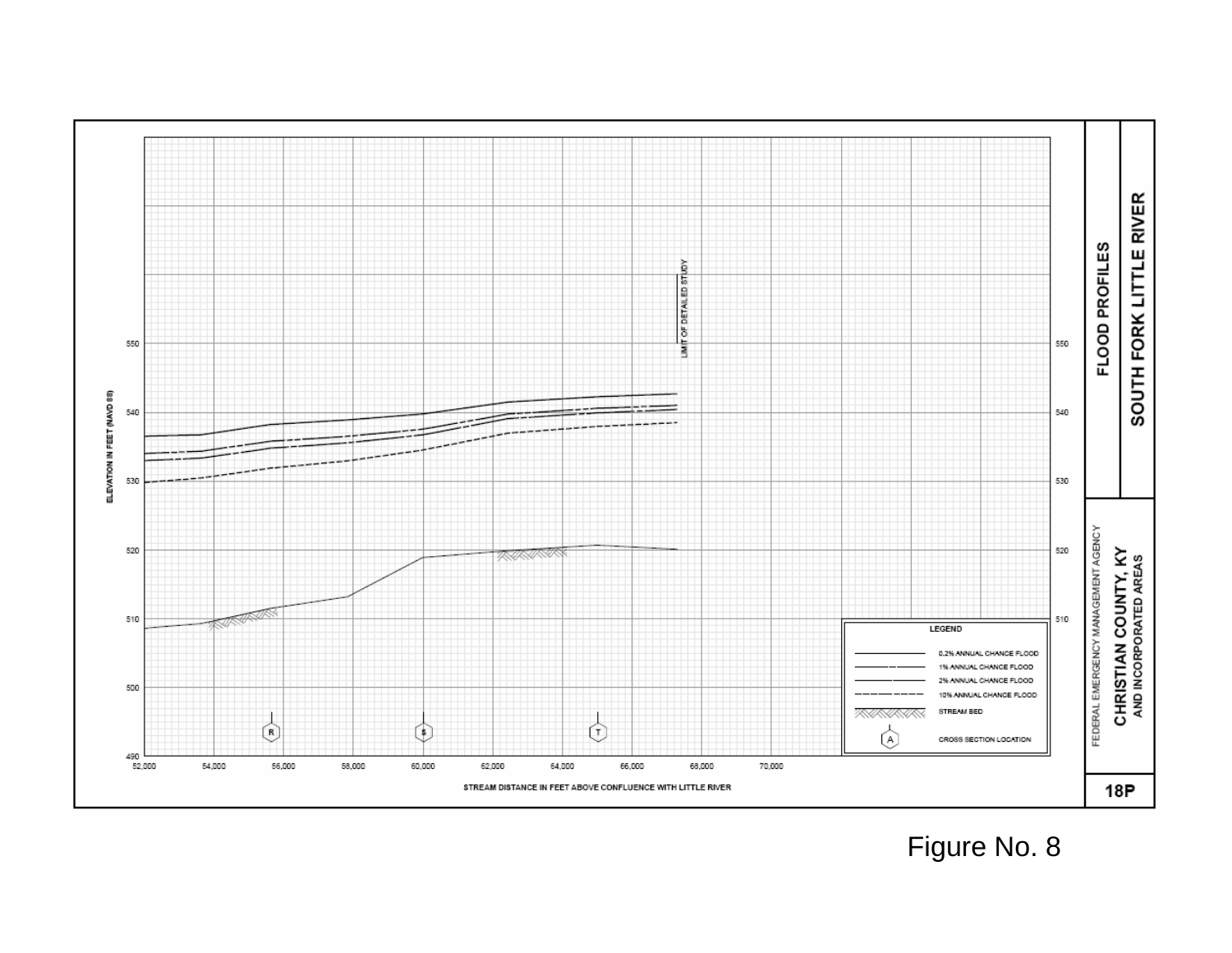FLOOD PROFILES

SOUTH FORK LITTLE RIVER

FEDERAL EMERGENCY MANAGEMENT AGENCY

CHRISTIAN COUNTY, KY
AND INCORPORATED AREAS

18P

ELEVATION IN FEET (NAVD 88)

STREAM DISTANCE IN FEET ABOVE CONFLUENCE WITH LITTLE RIVER

LIMIT OF DETAILED STUDY

LEGEND

- 0.2% ANNUAL CHANCE FLOOD
- 1% ANNUAL CHANCE FLOOD
- 2% ANNUAL CHANCE FLOOD
- 10% ANNUAL CHANCE FLOOD
- STREAM BED
- CROSS SECTION LOCATION

Figure No. 8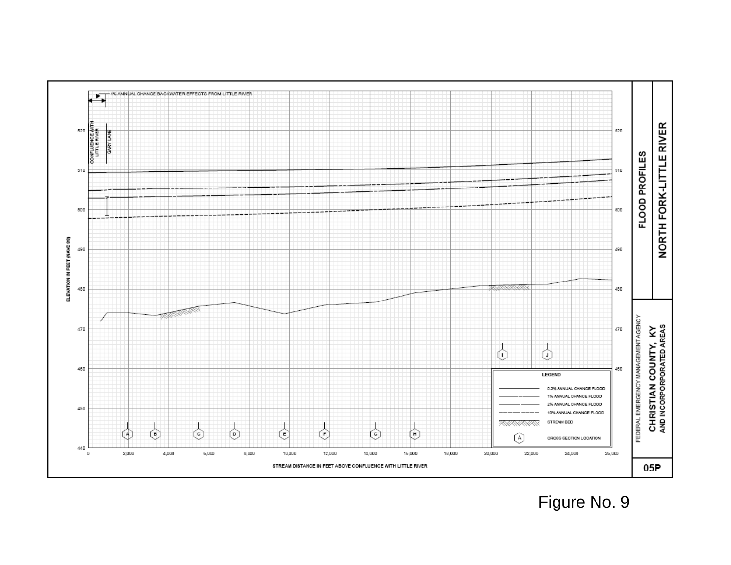1% ANNUAL CHANCE BACKWATER EFFECTS FROM LITTLE RIVER

CONFLUENCE WITH LITTLE RIVER

GARY LANE

ELEVATION IN FEET (NAVD 88)

STREAM DISTANCE IN FEET ABOVE CONFLUENCE WITH LITTLE RIVER

**LEGEND**

- 0.2% ANNUAL CHANCE FLOOD
- 1% ANNUAL CHANCE FLOOD
- 2% ANNUAL CHANCE FLOOD
- 10% ANNUAL CHANCE FLOOD
- STREAM BED
- CROSS SECTION LOCATION

# FLOOD PROFILES

## NORTH FORK-LITTLE RIVER

FEDERAL EMERGENCY MANAGEMENT AGENCY

**CHRISTIAN COUNTY, KY**
AND INCORPORATED AREAS

**05P**

Figure No. 9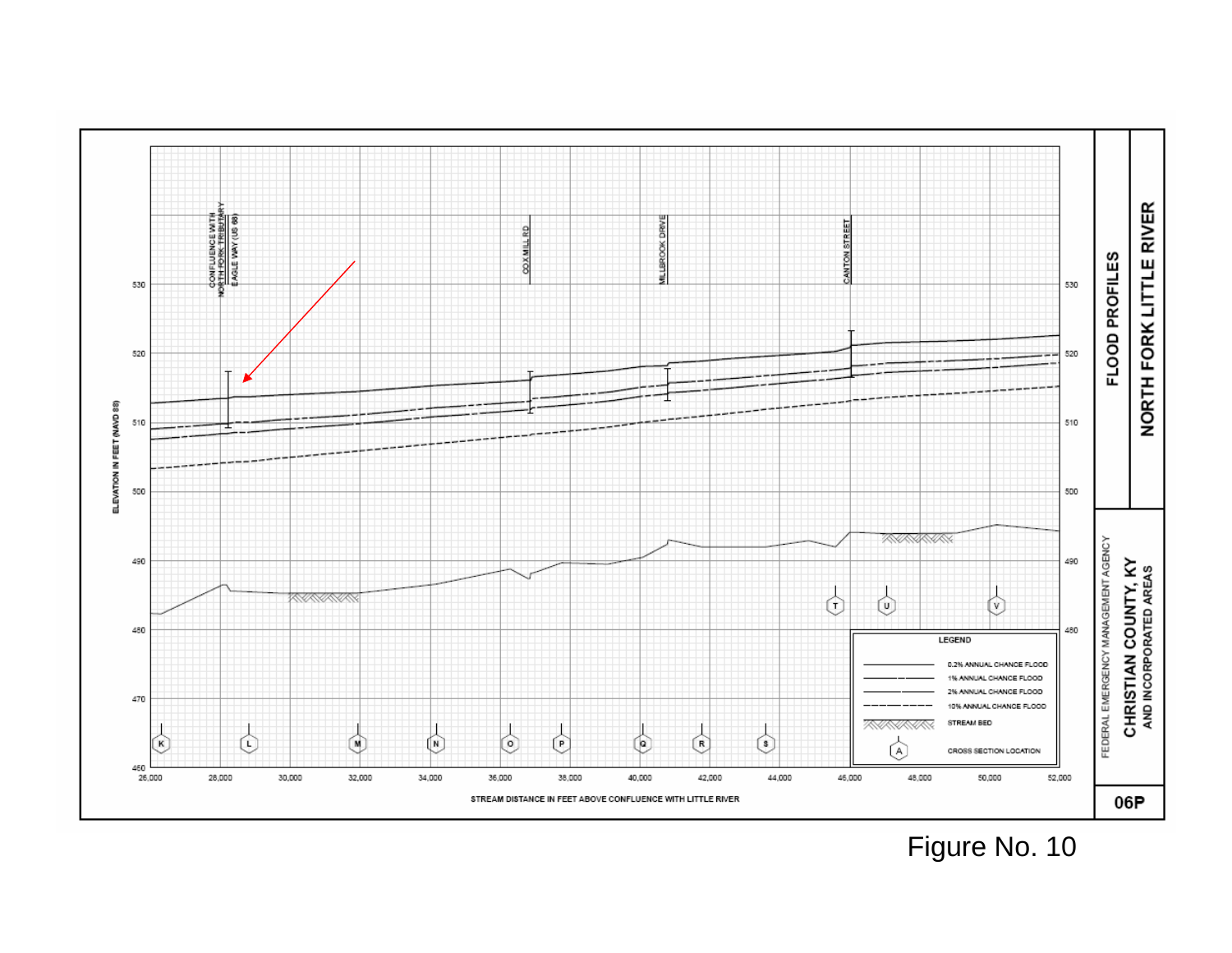# FLOOD PROFILES

## NORTH FORK LITTLE RIVER

FEDERAL EMERGENCY MANAGEMENT AGENCY

**CHRISTIAN COUNTY, KY AND INCORPORATED AREAS**

**06P**

CONFLUENCE WITH NORTH FORK TRIBUTARY

EAGLE WAY (US 68)

COX MILL RD

MILLBROOK DRIVE

CANTON STREET

ELEVATION IN FEET (NAVD 88)

STREAM DISTANCE IN FEET ABOVE CONFLUENCE WITH LITTLE RIVER

LEGEND

| Line | Description |
| --- | --- |
| ———— | 0.2% ANNUAL CHANCE FLOOD |
| — — — | 1% ANNUAL CHANCE FLOOD |
| ———— | 2% ANNUAL CHANCE FLOOD |
| - - - - | 10% ANNUAL CHANCE FLOOD |
| ⩘⩘⩘ | STREAM BED |
| (A) | CROSS SECTION LOCATION |

Figure No. 10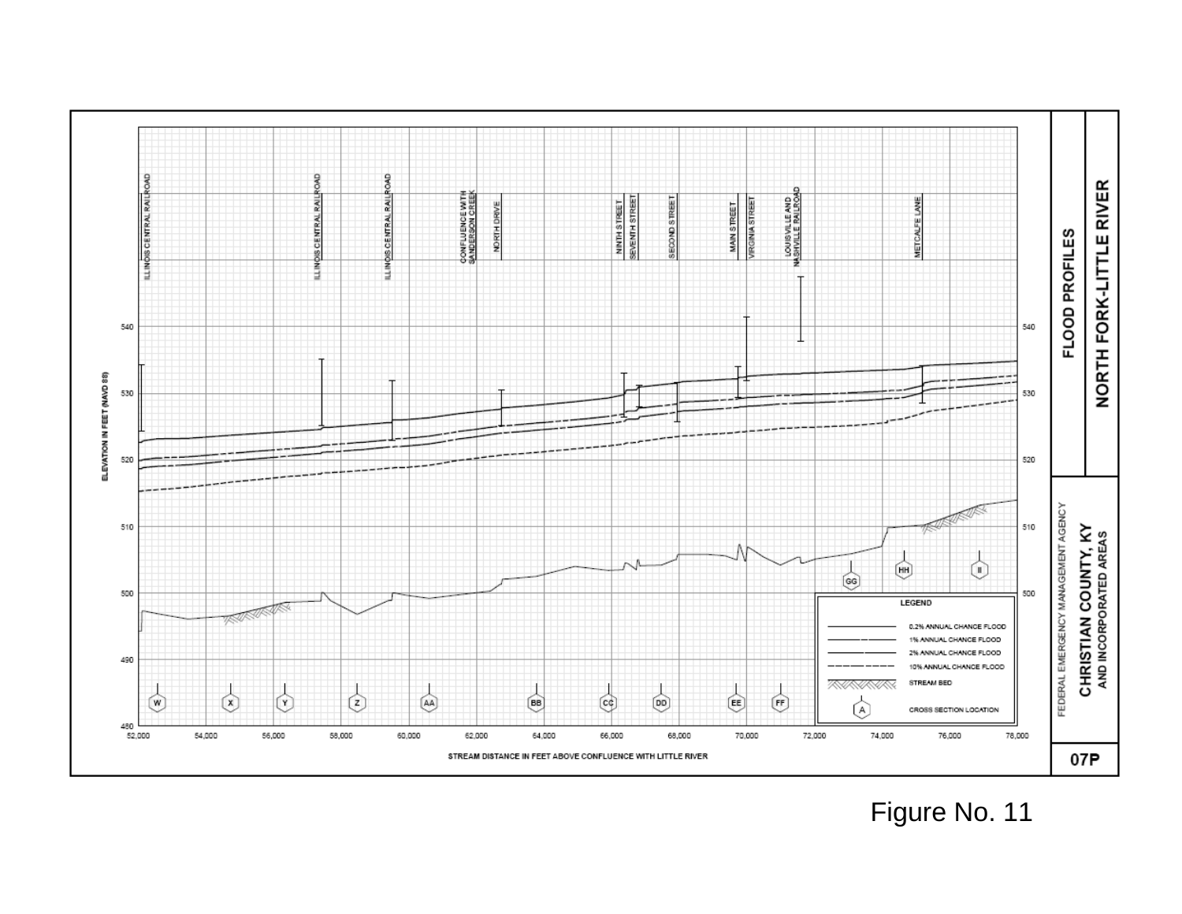FLOOD PROFILES

NORTH FORK-LITTLE RIVER

FEDERAL EMERGENCY MANAGEMENT AGENCY

**CHRISTIAN COUNTY, KY**
**AND INCORPORATED AREAS**

07P

ELEVATION IN FEET (NAVD 88)

STREAM DISTANCE IN FEET ABOVE CONFLUENCE WITH LITTLE RIVER

ILLINOIS CENTRAL RAILROAD

ILLINOIS CENTRAL RAILROAD

ILLINOIS CENTRAL RAILROAD

CONFLUENCE WITH SANDERSON CREEK

NORTH DRIVE

NINTH STREET

SEVENTH STREET

SECOND STREET

MAIN STREET

VIRGINIA STREET

LOUISVILLE AND NASHVILLE RAILROAD

METCALFE LANE

W X Y Z AA BB CC DD EE FF GG HH II

LEGEND

- 0.2% ANNUAL CHANCE FLOOD
- 1% ANNUAL CHANCE FLOOD
- 2% ANNUAL CHANCE FLOOD
- 10% ANNUAL CHANCE FLOOD
- STREAM BED
- CROSS SECTION LOCATION

Figure No. 11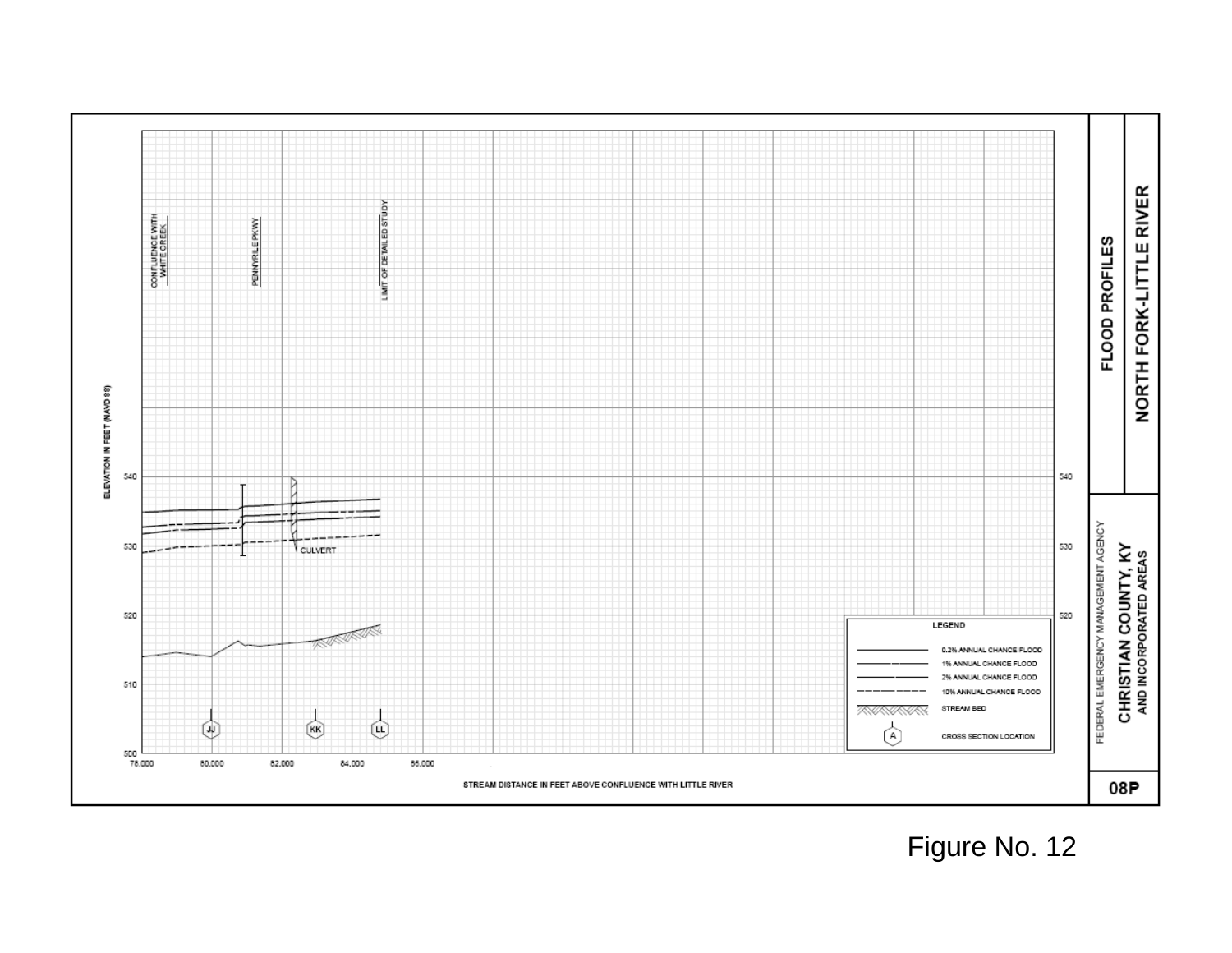FLOOD PROFILES

NORTH FORK-LITTLE RIVER

FEDERAL EMERGENCY MANAGEMENT AGENCY

**CHRISTIAN COUNTY, KY**
**AND INCORPORATED AREAS**

08P

ELEVATION IN FEET (NAVD 88)

STREAM DISTANCE IN FEET ABOVE CONFLUENCE WITH LITTLE RIVER

CONFLUENCE WITH WHITE CREEK

PENNYRILE PKWY

LIMIT OF DETAILED STUDY

CULVERT

JJ KK LL

500 510 520 530 540

78,000 80,000 82,000 84,000 86,000

**LEGEND**

- 0.2% ANNUAL CHANCE FLOOD
- 1% ANNUAL CHANCE FLOOD
- 2% ANNUAL CHANCE FLOOD
- 10% ANNUAL CHANCE FLOOD
- STREAM BED
- CROSS SECTION LOCATION

Figure No. 12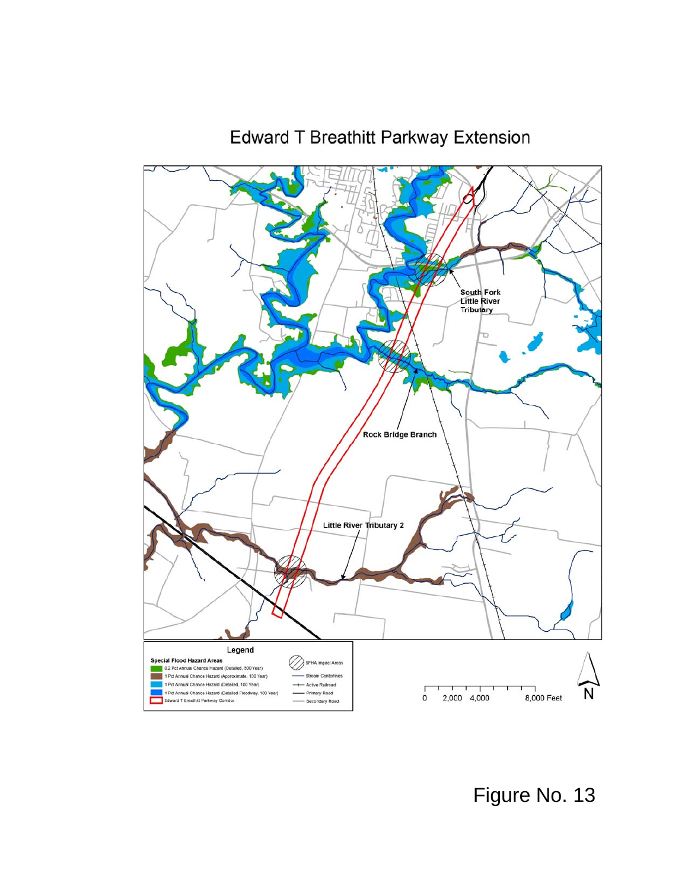# Edward T Breathitt Parkway Extension

South Fork Little River Tributary

Rock Bridge Branch

Little River Tributary 2

**Legend**

**Special Flood Hazard Areas**

- 0.2 Pct Annual Chance Hazard (Detailed, 500 Year)
- 1 Pct Annual Chance Hazard (Approximate, 100 Year)
- 1 Pct Annual Chance Hazard (Detailed, 100 Year)
- 1 Pct Annual Chance Hazard (Detailed Floodway, 100 Year)
- Edward T Breathitt Parkway Corridor
- SFHA Impact Areas
- Stream Centerlines
- Active Railroad
- Primary Road
- Secondary Road

0 2,000 4,000 8,000 Feet

N

Figure No. 13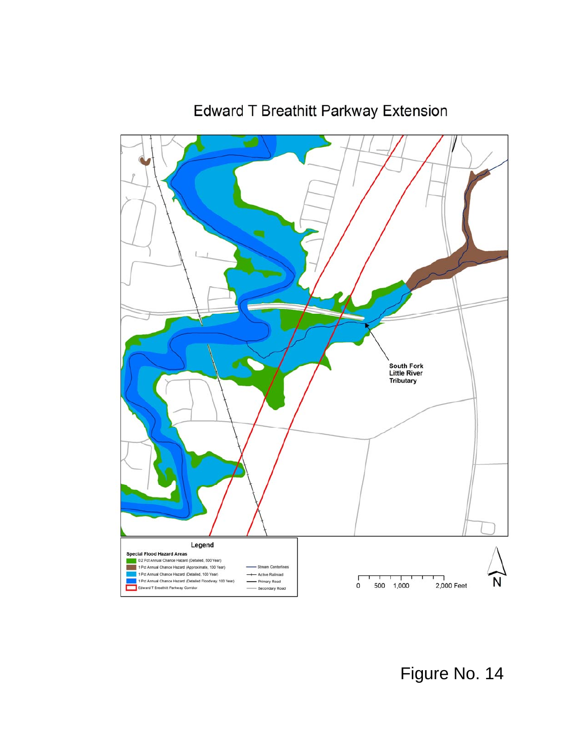# Edward T Breathitt Parkway Extension

South Fork Little River Tributary

**Legend**

**Special Flood Hazard Areas**

- 0.2 Pct Annual Chance Hazard (Detailed, 500 Year)
- 1 Pct Annual Chance Hazard (Approximate, 100 Year)
- 1 Pct Annual Chance Hazard (Detailed, 100 Year)
- 1 Pct Annual Chance Hazard (Detailed Floodway, 100 Year)
- Edward T Breathitt Parkway Corridor
- Stream Centerlines
- Active Railroad
- Primary Road
- Secondary Road

0 500 1,000 2,000 Feet

N

Figure No. 14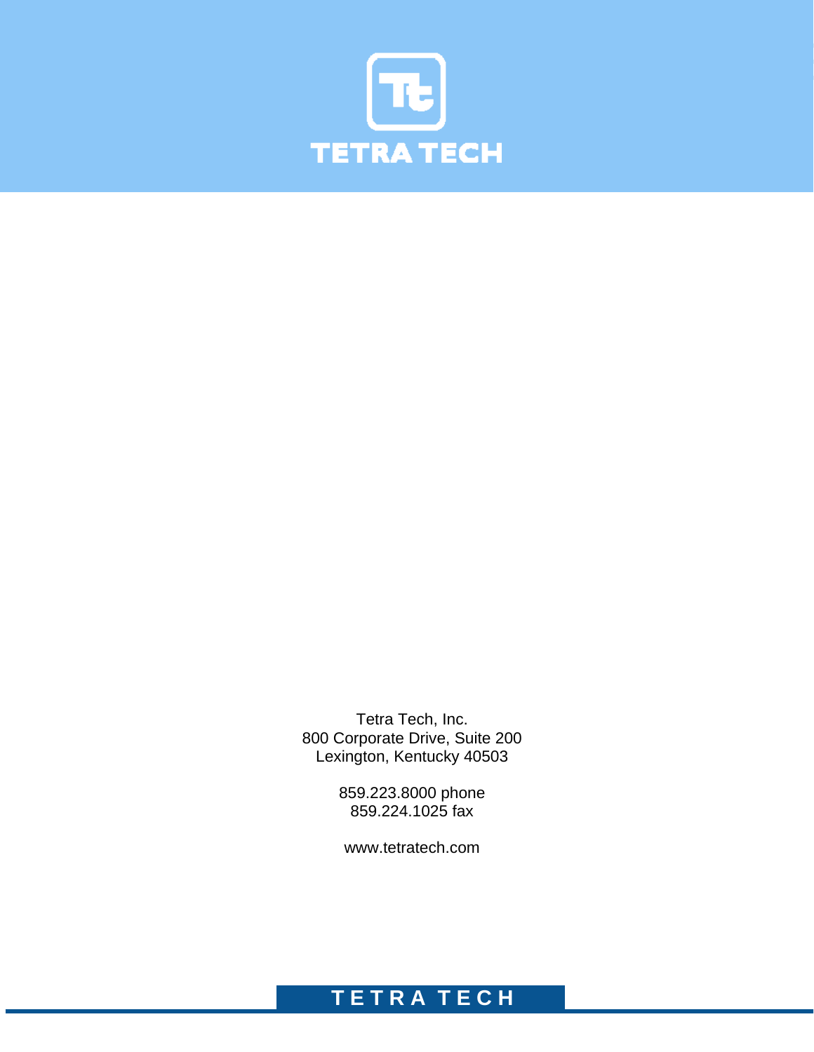TETRA TECH

Tetra Tech, Inc.
800 Corporate Drive, Suite 200
Lexington, Kentucky 40503

859.223.8000 phone
859.224.1025 fax

www.tetratech.com

TETRA TECH